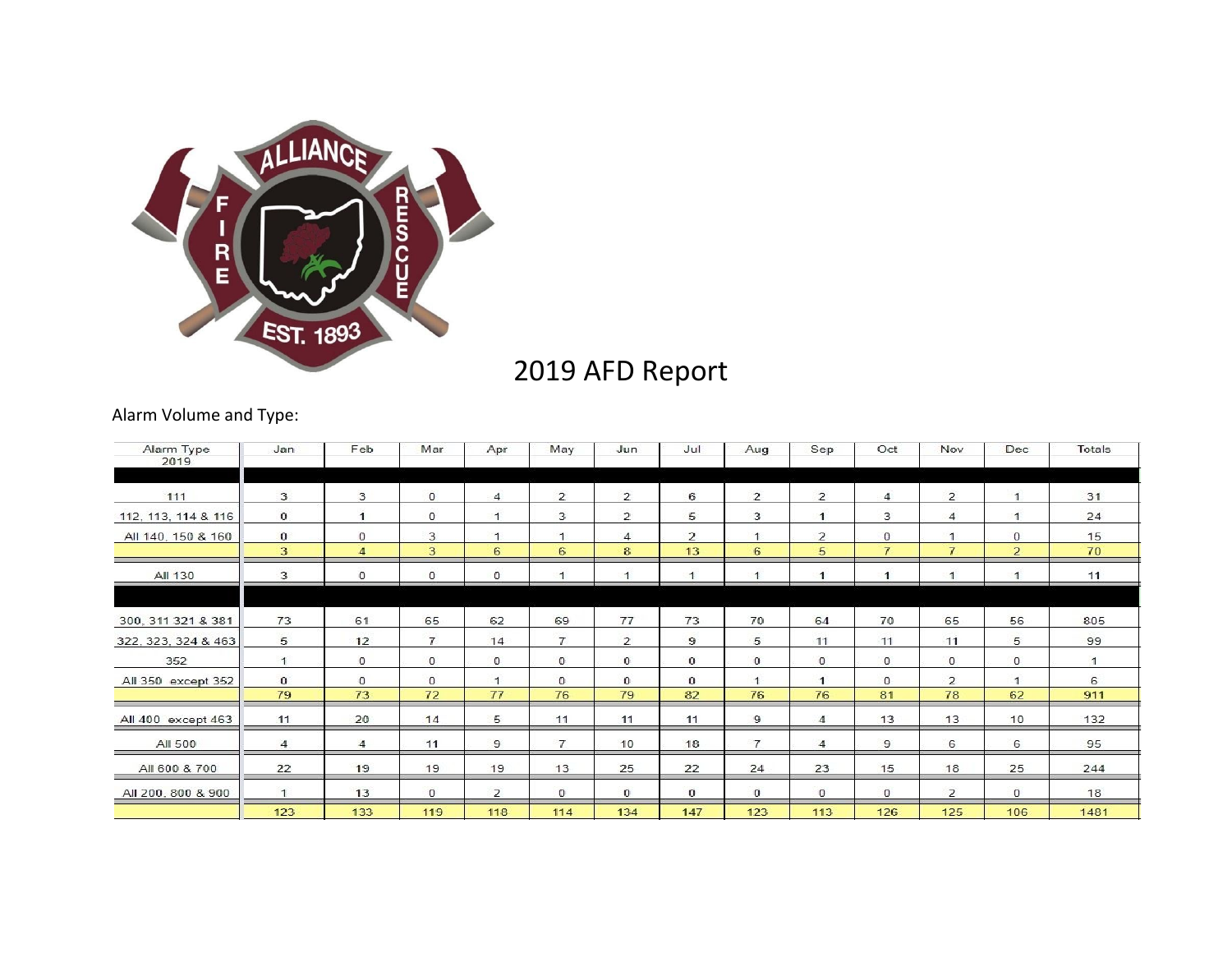# 2019 AFD Report

Alarm Volume and Type:

| Alarm Type 2019 | Jan | Feb | Mar | Apr | May | Jun | Jul | Aug | Sep | Oct | Nov | Dec | Totals |
|---|---|---|---|---|---|---|---|---|---|---|---|---|---|
| | | | | | | | | | | | | | |
| 111 | 3 | 3 | 0 | 4 | 2 | 2 | 6 | 2 | 2 | 4 | 2 | 1 | 31 |
| 112, 113, 114 & 116 | 0 | 1 | 0 | 1 | 3 | 2 | 5 | 3 | 1 | 3 | 4 | 1 | 24 |
| All 140, 150 & 160 | 0 | 0 | 3 | 1 | 1 | 4 | 2 | 1 | 2 | 0 | 1 | 0 | 15 |
| | 3 | 4 | 3 | 6 | 6 | 8 | 13 | 6 | 5 | 7 | 7 | 2 | 70 |
| All 130 | 3 | 0 | 0 | 0 | 1 | 1 | 1 | 1 | 1 | 1 | 1 | 1 | 11 |
| | | | | | | | | | | | | | |
| 300, 311 321 & 381 | 73 | 61 | 65 | 62 | 69 | 77 | 73 | 70 | 64 | 70 | 65 | 56 | 805 |
| 322, 323, 324 & 463 | 5 | 12 | 7 | 14 | 7 | 2 | 9 | 5 | 11 | 11 | 11 | 5 | 99 |
| 352 | 1 | 0 | 0 | 0 | 0 | 0 | 0 | 0 | 0 | 0 | 0 | 0 | 1 |
| All 350 except 352 | 0 | 0 | 0 | 1 | 0 | 0 | 0 | 1 | 1 | 0 | 2 | 1 | 6 |
| | 79 | 73 | 72 | 77 | 76 | 79 | 82 | 76 | 76 | 81 | 78 | 62 | 911 |
| All 400 except 463 | 11 | 20 | 14 | 5 | 11 | 11 | 11 | 9 | 4 | 13 | 13 | 10 | 132 |
| All 500 | 4 | 4 | 11 | 9 | 7 | 10 | 18 | 7 | 4 | 9 | 6 | 6 | 95 |
| All 600 & 700 | 22 | 19 | 19 | 19 | 13 | 25 | 22 | 24 | 23 | 15 | 18 | 25 | 244 |
| All 200, 800 & 900 | 1 | 13 | 0 | 2 | 0 | 0 | 0 | 0 | 0 | 0 | 2 | 0 | 18 |
| | 123 | 133 | 119 | 118 | 114 | 134 | 147 | 123 | 113 | 126 | 125 | 106 | 1481 |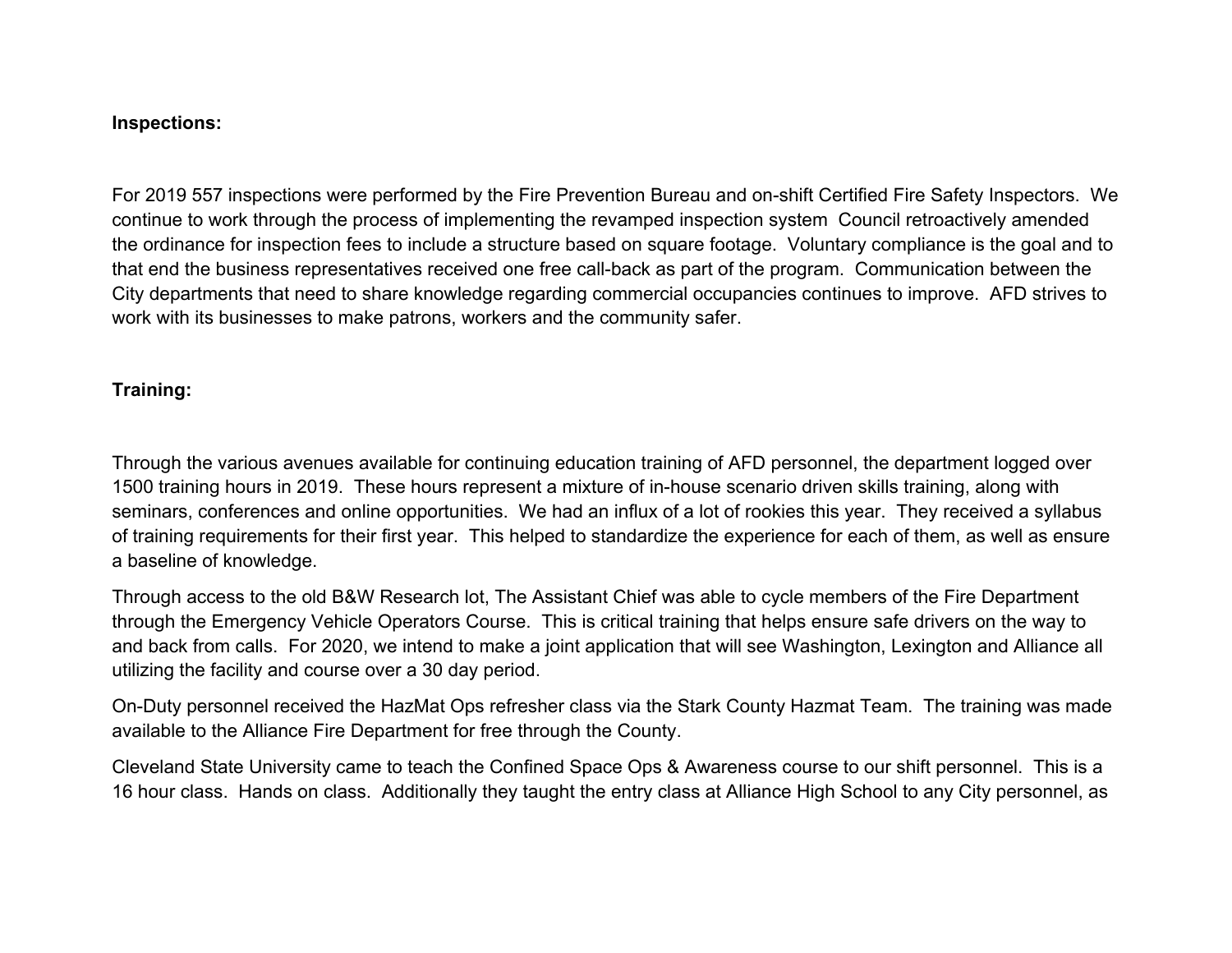**Inspections:**

For 2019 557 inspections were performed by the Fire Prevention Bureau and on-shift Certified Fire Safety Inspectors. We continue to work through the process of implementing the revamped inspection system Council retroactively amended the ordinance for inspection fees to include a structure based on square footage. Voluntary compliance is the goal and to that end the business representatives received one free call-back as part of the program. Communication between the City departments that need to share knowledge regarding commercial occupancies continues to improve. AFD strives to work with its businesses to make patrons, workers and the community safer.

**Training:**

Through the various avenues available for continuing education training of AFD personnel, the department logged over 1500 training hours in 2019. These hours represent a mixture of in-house scenario driven skills training, along with seminars, conferences and online opportunities. We had an influx of a lot of rookies this year. They received a syllabus of training requirements for their first year. This helped to standardize the experience for each of them, as well as ensure a baseline of knowledge.

Through access to the old B&W Research lot, The Assistant Chief was able to cycle members of the Fire Department through the Emergency Vehicle Operators Course. This is critical training that helps ensure safe drivers on the way to and back from calls. For 2020, we intend to make a joint application that will see Washington, Lexington and Alliance all utilizing the facility and course over a 30 day period.

On-Duty personnel received the HazMat Ops refresher class via the Stark County Hazmat Team. The training was made available to the Alliance Fire Department for free through the County.

Cleveland State University came to teach the Confined Space Ops & Awareness course to our shift personnel. This is a 16 hour class. Hands on class. Additionally they taught the entry class at Alliance High School to any City personnel, as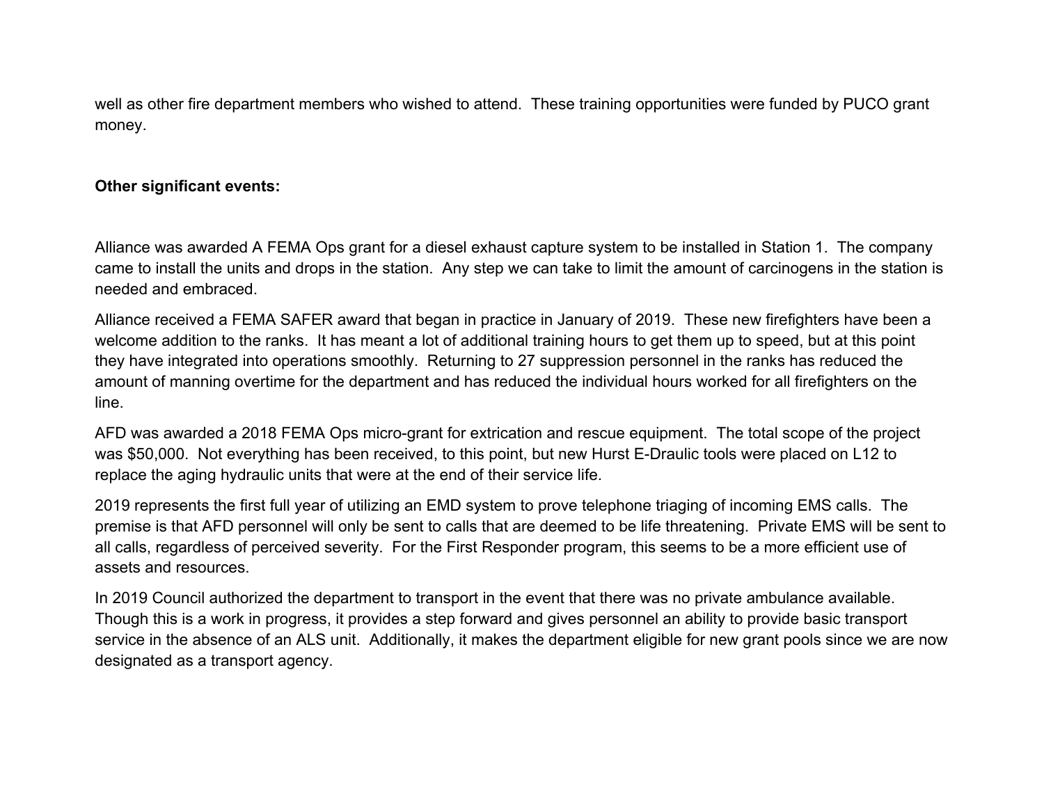well as other fire department members who wished to attend. These training opportunities were funded by PUCO grant money.

**Other significant events:**

Alliance was awarded A FEMA Ops grant for a diesel exhaust capture system to be installed in Station 1. The company came to install the units and drops in the station. Any step we can take to limit the amount of carcinogens in the station is needed and embraced.

Alliance received a FEMA SAFER award that began in practice in January of 2019. These new firefighters have been a welcome addition to the ranks. It has meant a lot of additional training hours to get them up to speed, but at this point they have integrated into operations smoothly. Returning to 27 suppression personnel in the ranks has reduced the amount of manning overtime for the department and has reduced the individual hours worked for all firefighters on the line.

AFD was awarded a 2018 FEMA Ops micro-grant for extrication and rescue equipment. The total scope of the project was $50,000. Not everything has been received, to this point, but new Hurst E-Draulic tools were placed on L12 to replace the aging hydraulic units that were at the end of their service life.

2019 represents the first full year of utilizing an EMD system to prove telephone triaging of incoming EMS calls. The premise is that AFD personnel will only be sent to calls that are deemed to be life threatening. Private EMS will be sent to all calls, regardless of perceived severity. For the First Responder program, this seems to be a more efficient use of assets and resources.

In 2019 Council authorized the department to transport in the event that there was no private ambulance available. Though this is a work in progress, it provides a step forward and gives personnel an ability to provide basic transport service in the absence of an ALS unit. Additionally, it makes the department eligible for new grant pools since we are now designated as a transport agency.